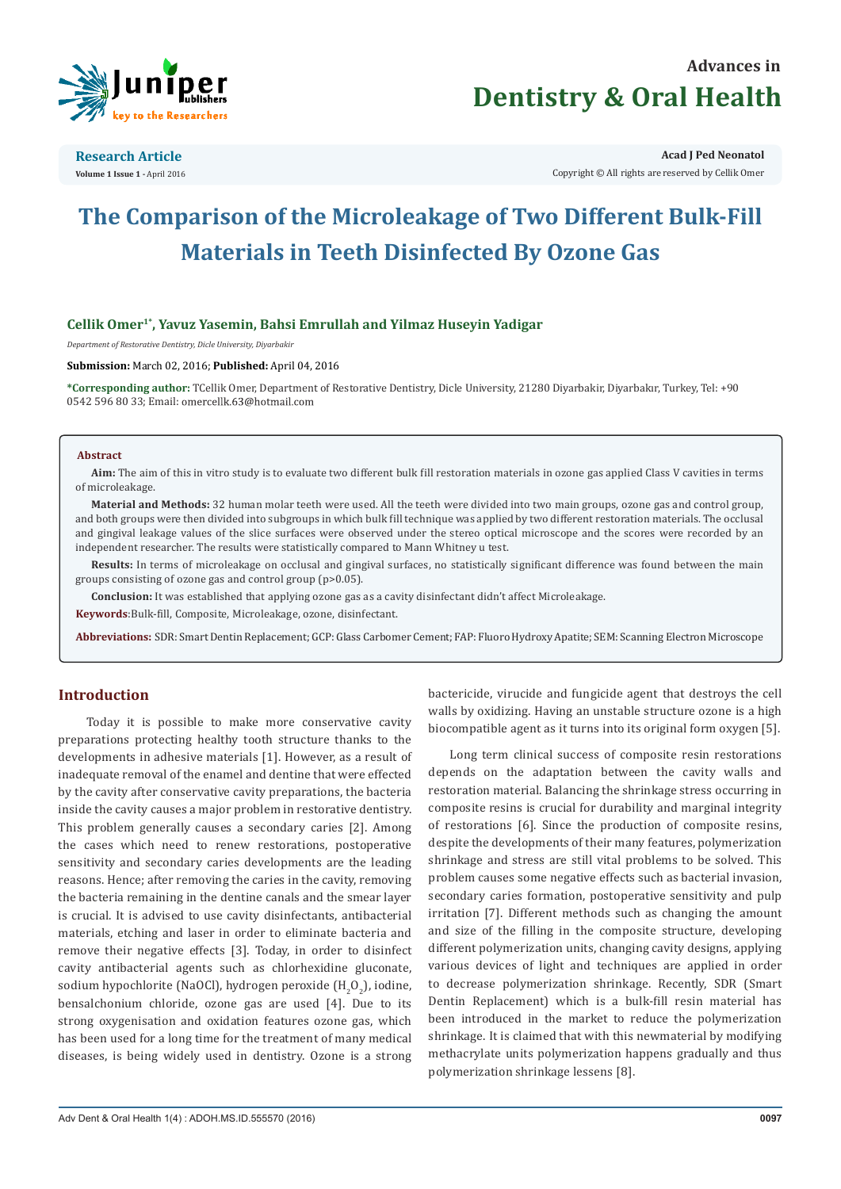**Research Article**

# The Comparison of the Microleakage of Two Different Bulk-Fill Materials in Teeth Disinfected By Ozone Gas

**Cellik Omer[1*], Yavuz Yasemin, Bahsi Emrullah and Yilmaz Huseyin Yadigar**

*Department of Restorative Dentistry, Dicle University, Diyarbakir*

**Submission:** March 02, 2016; **Published:** April 04, 2016

**\*Corresponding author:** TCellik Omer, Department of Restorative Dentistry, Dicle University, 21280 Diyarbakir, Diyarbakır, Turkey, Tel: +90 0542 596 80 33; Email: omercellk.63@hotmail.com

## Abstract

**Aim:** The aim of this in vitro study is to evaluate two different bulk fill restoration materials in ozone gas applied Class V cavities in terms of microleakage.

**Material and Methods:** 32 human molar teeth were used. All the teeth were divided into two main groups, ozone gas and control group, and both groups were then divided into subgroups in which bulk fill technique was applied by two different restoration materials. The occlusal and gingival leakage values of the slice surfaces were observed under the stereo optical microscope and the scores were recorded by an independent researcher. The results were statistically compared to Mann Whitney u test.

**Results:** In terms of microleakage on occlusal and gingival surfaces, no statistically significant difference was found between the main groups consisting of ozone gas and control group ($p>0.05$).

**Conclusion:** It was established that applying ozone gas as a cavity disinfectant didn't affect Microleakage.

**Keywords**:Bulk-fill, Composite, Microleakage, ozone, disinfectant.

**Abbreviations:** SDR: Smart Dentin Replacement; GCP: Glass Carbomer Cement; FAP: Fluoro Hydroxy Apatite; SEM: Scanning Electron Microscope

## Introduction

Today it is possible to make more conservative cavity preparations protecting healthy tooth structure thanks to the developments in adhesive materials [1]. However, as a result of inadequate removal of the enamel and dentine that were effected by the cavity after conservative cavity preparations, the bacteria inside the cavity causes a major problem in restorative dentistry. This problem generally causes a secondary caries [2]. Among the cases which need to renew restorations, postoperative sensitivity and secondary caries developments are the leading reasons. Hence; after removing the caries in the cavity, removing the bacteria remaining in the dentine canals and the smear layer is crucial. It is advised to use cavity disinfectants, antibacterial materials, etching and laser in order to eliminate bacteria and remove their negative effects [3]. Today, in order to disinfect cavity antibacterial agents such as chlorhexidine gluconate, sodium hypochlorite (NaOCl), hydrogen peroxide ($H_2O_2$), iodine, bensalchonium chloride, ozone gas are used [4]. Due to its strong oxygenisation and oxidation features ozone gas, which has been used for a long time for the treatment of many medical diseases, is being widely used in dentistry. Ozone is a strong bactericide, virucide and fungicide agent that destroys the cell walls by oxidizing. Having an unstable structure ozone is a high biocompatible agent as it turns into its original form oxygen [5].

Long term clinical success of composite resin restorations depends on the adaptation between the cavity walls and restoration material. Balancing the shrinkage stress occurring in composite resins is crucial for durability and marginal integrity of restorations [6]. Since the production of composite resins, despite the developments of their many features, polymerization shrinkage and stress are still vital problems to be solved. This problem causes some negative effects such as bacterial invasion, secondary caries formation, postoperative sensitivity and pulp irritation [7]. Different methods such as changing the amount and size of the filling in the composite structure, developing different polymerization units, changing cavity designs, applying various devices of light and techniques are applied in order to decrease polymerization shrinkage. Recently, SDR (Smart Dentin Replacement) which is a bulk-fill resin material has been introduced in the market to reduce the polymerization shrinkage. It is claimed that with this newmaterial by modifying methacrylate units polymerization happens gradually and thus polymerization shrinkage lessens [8].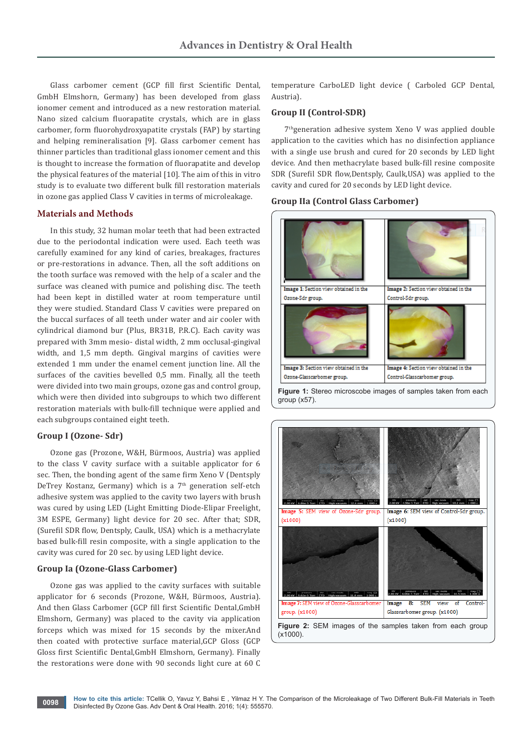Glass carbomer cement (GCP fill first Scientific Dental, GmbH Elmshorn, Germany) has been developed from glass ionomer cement and introduced as a new restoration material. Nano sized calcium fluorapatite crystals, which are in glass carbomer, form fluorohydroxyapatite crystals (FAP) by starting and helping remineralisation [9]. Glass carbomer cement has thinner particles than traditional glass ionomer cement and this is thought to increase the formation of fluorapatite and develop the physical features of the material [10]. The aim of this in vitro study is to evaluate two different bulk fill restoration materials in ozone gas applied Class V cavities in terms of microleakage.

## Materials and Methods

In this study, 32 human molar teeth that had been extracted due to the periodontal indication were used. Each teeth was carefully examined for any kind of caries, breakages, fractures or pre-restorations in advance. Then, all the soft additions on the tooth surface was removed with the help of a scaler and the surface was cleaned with pumice and polishing disc. The teeth had been kept in distilled water at room temperature until they were studied. Standard Class V cavities were prepared on the buccal surfaces of all teeth under water and air cooler with cylindrical diamond bur (Plus, BR31B, P.R.C). Each cavity was prepared with 3mm mesio- distal width, 2 mm occlusal-gingival width, and 1,5 mm depth. Gingival margins of cavities were extended 1 mm under the enamel cement junction line. All the surfaces of the cavities bevelled 0,5 mm. Finally, all the teeth were divided into two main groups, ozone gas and control group, which were then divided into subgroups to which two different restoration materials with bulk-fill technique were applied and each subgroups contained eight teeth.

### Group I (Ozone- Sdr)

Ozone gas (Prozone, W&H, Bürmoos, Austria) was applied to the class V cavity surface with a suitable applicator for 6 sec. Then, the bonding agent of the same firm Xeno V (Dentsply DeTrey Kostanz, Germany) which is a 7th generation self-etch adhesive system was applied to the cavity two layers with brush was cured by using LED (Light Emitting Diode-Elipar Freelight, 3M ESPE, Germany) light device for 20 sec. After that; SDR, (Surefil SDR flow, Dentsply, Caulk, USA) which is a methacrylate based bulk-fill resin composite, with a single application to the cavity was cured for 20 sec. by using LED light device.

### Group Ia (Ozone-Glass Carbomer)

Ozone gas was applied to the cavity surfaces with suitable applicator for 6 seconds (Prozone, W&H, Bürmoos, Austria). And then Glass Carbomer (GCP fill first Scientific Dental,GmbH Elmshorn, Germany) was placed to the cavity via application forceps which was mixed for 15 seconds by the mixer.And then coated with protective surface material,GCP Gloss (GCP Gloss first Scientific Dental,GmbH Elmshorn, Germany). Finally the restorations were done with 90 seconds light cure at 60 C temperature CarboLED light device ( Carboled GCP Dental, Austria).

### Group II (Control-SDR)

7thgeneration adhesive system Xeno V was applied double application to the cavities which has no disinfection appliance with a single use brush and cured for 20 seconds by LED light device. And then methacrylate based bulk-fill resine composite SDR (Surefil SDR flow,Dentsply, Caulk,USA) was applied to the cavity and cured for 20 seconds by LED light device.

### Group IIa (Control Glass Carbomer)

Image 1: Section view obtained in the Ozone-Sdr group.

Image 2: Section view obtained in the Control-Sdr group.

Image 3: Section view obtained in the Ozone-Glasscarbomer group.

Image 4: Section view obtained in the Control-Glasscarbomer group.

**Figure 1:** Stereo microscobe images of samples taken from each group (x57).

Image 5: SEM view of Ozone-Sdr group. (x1000)

Image 6: SEM view of Control-Sdr group. (x1000)

Image 7: SEM view of Ozone-Glasscarbomer group. (x1000)

Image 8: SEM view of Control-Glasscarbomer group. (x1000)

**Figure 2:** SEM images of the samples taken from each group (x1000).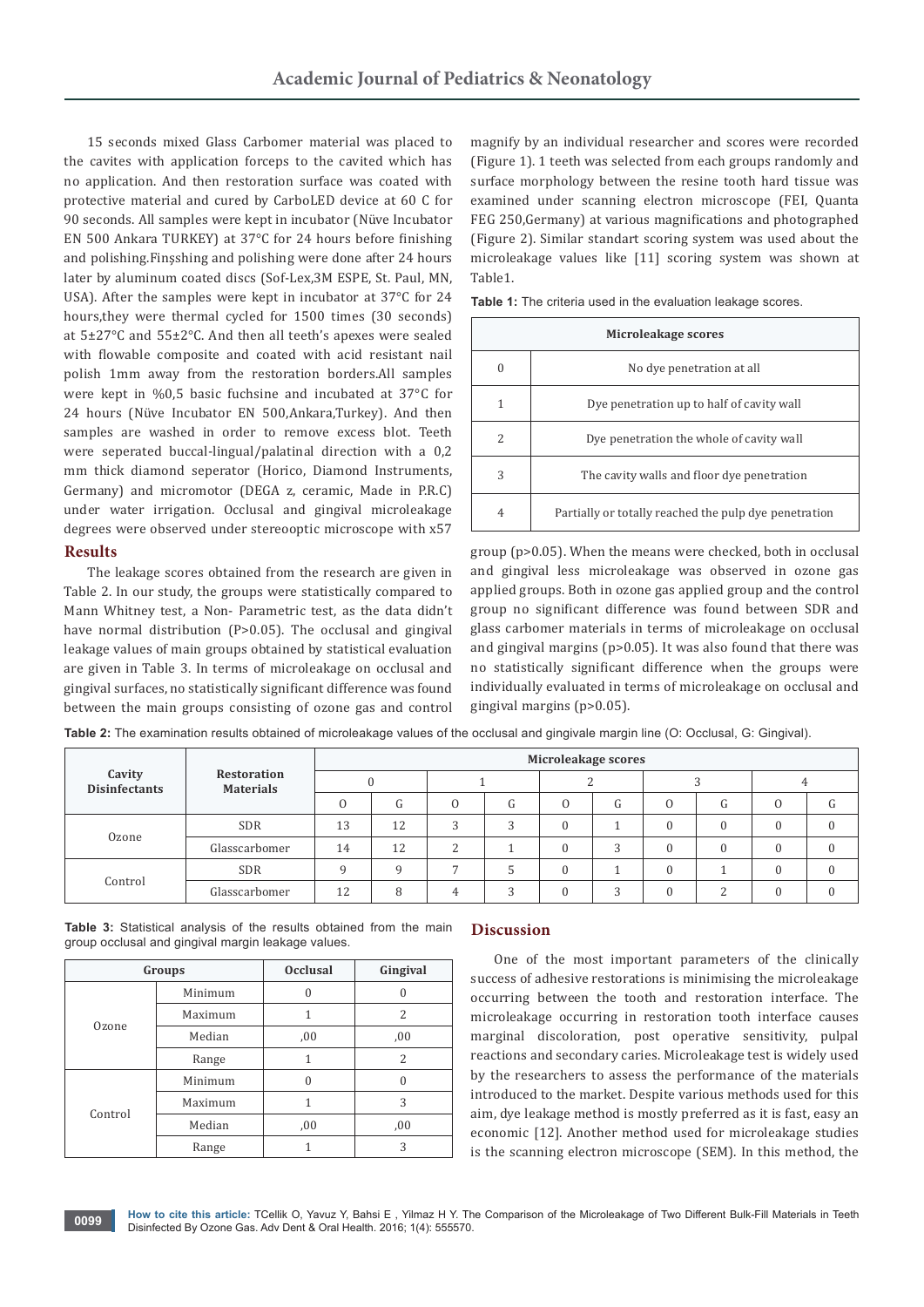15 seconds mixed Glass Carbomer material was placed to the cavites with application forceps to the cavited which has no application. And then restoration surface was coated with protective material and cured by CarboLED device at 60 C for 90 seconds. All samples were kept in incubator (Nüve Incubator EN 500 Ankara TURKEY) at 37°C for 24 hours before finishing and polishing.Finşshing and polishing were done after 24 hours later by aluminum coated discs (Sof-Lex,3M ESPE, St. Paul, MN, USA). After the samples were kept in incubator at 37°C for 24 hours,they were thermal cycled for 1500 times (30 seconds) at 5±27°C and 55±2°C. And then all teeth's apexes were sealed with flowable composite and coated with acid resistant nail polish 1mm away from the restoration borders.All samples were kept in %0,5 basic fuchsine and incubated at 37°C for 24 hours (Nüve Incubator EN 500,Ankara,Turkey). And then samples are washed in order to remove excess blot. Teeth were seperated buccal-lingual/palatinal direction with a 0,2 mm thick diamond seperator (Horico, Diamond Instruments, Germany) and micromotor (DEGA z, ceramic, Made in P.R.C) under water irrigation. Occlusal and gingival microleakage degrees were observed under stereooptic microscope with x57 magnify by an individual researcher and scores were recorded (Figure 1). 1 teeth was selected from each groups randomly and surface morphology between the resine tooth hard tissue was examined under scanning electron microscope (FEI, Quanta FEG 250,Germany) at various magnifications and photographed (Figure 2). Similar standart scoring system was used about the microleakage values like [11] scoring system was shown at Table1.

**Table 1:** The criteria used in the evaluation leakage scores.

| Microleakage scores | |
|---|---|
| 0 | No dye penetration at all |
| 1 | Dye penetration up to half of cavity wall |
| 2 | Dye penetration the whole of cavity wall |
| 3 | The cavity walls and floor dye penetration |
| 4 | Partially or totally reached the pulp dye penetration |

## Results

The leakage scores obtained from the research are given in Table 2. In our study, the groups were statistically compared to Mann Whitney test, a Non- Parametric test, as the data didn't have normal distribution (P>0.05). The occlusal and gingival leakage values of main groups obtained by statistical evaluation are given in Table 3. In terms of microleakage on occlusal and gingival surfaces, no statistically significant difference was found between the main groups consisting of ozone gas and control group (p>0.05). When the means were checked, both in occlusal and gingival less microleakage was observed in ozone gas applied groups. Both in ozone gas applied group and the control group no significant difference was found between SDR and glass carbomer materials in terms of microleakage on occlusal and gingival margins (p>0.05). It was also found that there was no statistically significant difference when the groups were individually evaluated in terms of microleakage on occlusal and gingival margins (p>0.05).

**Table 2:** The examination results obtained of microleakage values of the occlusal and gingivale margin line (O: Occlusal, G: Gingival).

| Cavity Disinfectants | Restoration Materials | Microleakage scores | | | | | | | | | |
|---|---|---|---|---|---|---|---|---|---|---|---|
| | | 0 | | 1 | | 2 | | 3 | | 4 | |
| | | O | G | O | G | O | G | O | G | O | G |
| Ozone | SDR | 13 | 12 | 3 | 3 | 0 | 1 | 0 | 0 | 0 | 0 |
| | Glasscarbomer | 14 | 12 | 2 | 1 | 0 | 3 | 0 | 0 | 0 | 0 |
| Control | SDR | 9 | 9 | 7 | 5 | 0 | 1 | 0 | 1 | 0 | 0 |
| | Glasscarbomer | 12 | 8 | 4 | 3 | 0 | 3 | 0 | 2 | 0 | 0 |

**Table 3:** Statistical analysis of the results obtained from the main group occlusal and gingival margin leakage values.

| Groups | | Occlusal | Gingival |
|---|---|---|---|
| Ozone | Minimum | 0 | 0 |
| | Maximum | 1 | 2 |
| | Median | ,00 | ,00 |
| | Range | 1 | 2 |
| Control | Minimum | 0 | 0 |
| | Maximum | 1 | 3 |
| | Median | ,00 | ,00 |
| | Range | 1 | 3 |

## Discussion

One of the most important parameters of the clinically success of adhesive restorations is minimising the microleakage occurring between the tooth and restoration interface. The microleakage occurring in restoration tooth interface causes marginal discoloration, post operative sensitivity, pulpal reactions and secondary caries. Microleakage test is widely used by the researchers to assess the performance of the materials introduced to the market. Despite various methods used for this aim, dye leakage method is mostly preferred as it is fast, easy an economic [12]. Another method used for microleakage studies is the scanning electron microscope (SEM). In this method, the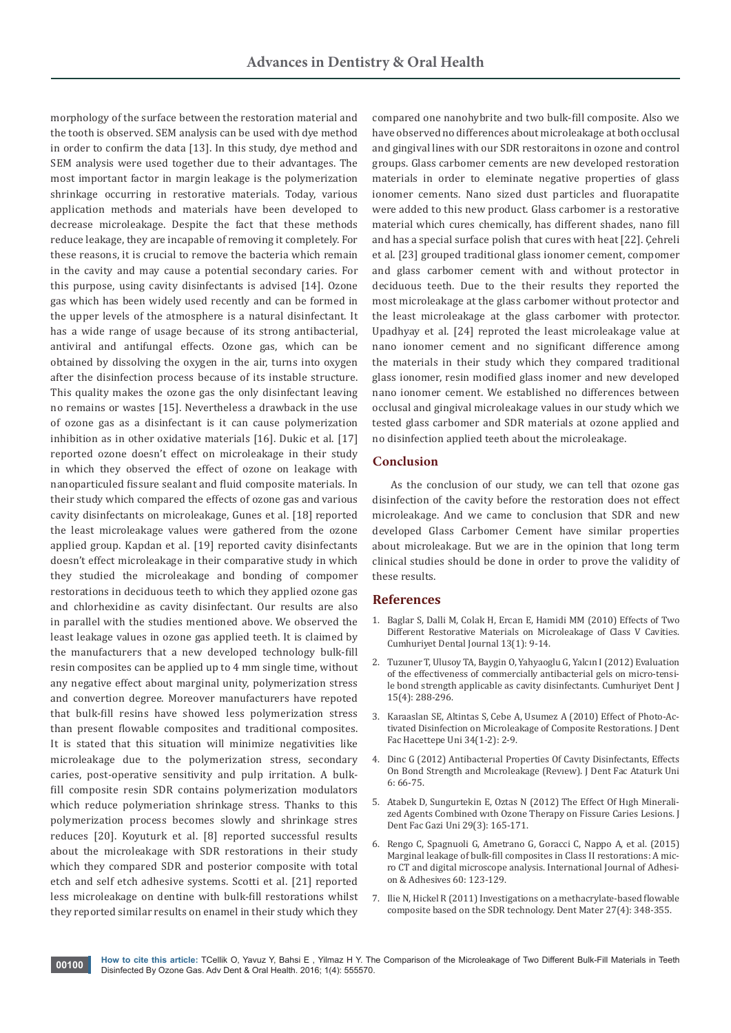morphology of the surface between the restoration material and the tooth is observed. SEM analysis can be used with dye method in order to confirm the data [13]. In this study, dye method and SEM analysis were used together due to their advantages. The most important factor in margin leakage is the polymerization shrinkage occurring in restorative materials. Today, various application methods and materials have been developed to decrease microleakage. Despite the fact that these methods reduce leakage, they are incapable of removing it completely. For these reasons, it is crucial to remove the bacteria which remain in the cavity and may cause a potential secondary caries. For this purpose, using cavity disinfectants is advised [14]. Ozone gas which has been widely used recently and can be formed in the upper levels of the atmosphere is a natural disinfectant. It has a wide range of usage because of its strong antibacterial, antiviral and antifungal effects. Ozone gas, which can be obtained by dissolving the oxygen in the air, turns into oxygen after the disinfection process because of its instable structure. This quality makes the ozone gas the only disinfectant leaving no remains or wastes [15]. Nevertheless a drawback in the use of ozone gas as a disinfectant is it can cause polymerization inhibition as in other oxidative materials [16]. Dukic et al. [17] reported ozone doesn't effect on microleakage in their study in which they observed the effect of ozone on leakage with nanoparticuled fissure sealant and fluid composite materials. In their study which compared the effects of ozone gas and various cavity disinfectants on microleakage, Gunes et al. [18] reported the least microleakage values were gathered from the ozone applied group. Kapdan et al. [19] reported cavity disinfectants doesn't effect microleakage in their comparative study in which they studied the microleakage and bonding of compomer restorations in deciduous teeth to which they applied ozone gas and chlorhexidine as cavity disinfectant. Our results are also in parallel with the studies mentioned above. We observed the least leakage values in ozone gas applied teeth. It is claimed by the manufacturers that a new developed technology bulk-fill resin composites can be applied up to 4 mm single time, without any negative effect about marginal unity, polymerization stress and convertion degree. Moreover manufacturers have repoted that bulk-fill resins have showed less polymerization stress than present flowable composites and traditional composites. It is stated that this situation will minimize negativities like microleakage due to the polymerization stress, secondary caries, post-operative sensitivity and pulp irritation. A bulk-fill composite resin SDR contains polymerization modulators which reduce polymeriation shrinkage stress. Thanks to this polymerization process becomes slowly and shrinkage stres reduces [20]. Koyuturk et al. [8] reported successful results about the microleakage with SDR restorations in their study which they compared SDR and posterior composite with total etch and self etch adhesive systems. Scotti et al. [21] reported less microleakage on dentine with bulk-fill restorations whilst they reported similar results on enamel in their study which they compared one nanohybrite and two bulk-fill composite. Also we have observed no differences about microleakage at both occlusal and gingival lines with our SDR restoraitons in ozone and control groups. Glass carbomer cements are new developed restoration materials in order to eleminate negative properties of glass ionomer cements. Nano sized dust particles and fluorapatite were added to this new product. Glass carbomer is a restorative material which cures chemically, has different shades, nano fill and has a special surface polish that cures with heat [22]. Çehreli et al. [23] grouped traditional glass ionomer cement, compomer and glass carbomer cement with and without protector in deciduous teeth. Due to the their results they reported the most microleakage at the glass carbomer without protector and the least microleakage at the glass carbomer with protector. Upadhyay et al. [24] reproted the least microleakage value at nano ionomer cement and no significant difference among the materials in their study which they compared traditional glass ionomer, resin modified glass inomer and new developed nano ionomer cement. We established no differences between occlusal and gingival microleakage values in our study which we tested glass carbomer and SDR materials at ozone applied and no disinfection applied teeth about the microleakage.

## Conclusion

As the conclusion of our study, we can tell that ozone gas disinfection of the cavity before the restoration does not effect microleakage. And we came to conclusion that SDR and new developed Glass Carbomer Cement have similar properties about microleakage. But we are in the opinion that long term clinical studies should be done in order to prove the validity of these results.

## References

1. Baglar S, Dalli M, Colak H, Ercan E, Hamidi MM (2010) Effects of Two Different Restorative Materials on Microleakage of Class V Cavities. Cumhuriyet Dental Journal 13(1): 9-14.
2. Tuzuner T, Ulusoy TA, Baygin O, Yahyaoglu G, Yalcın I (2012) Evaluation of the effectiveness of commercially antibacterial gels on micro-tensile bond strength applicable as cavity disinfectants. Cumhuriyet Dent J 15(4): 288-296.
3. Karaaslan SE, Altintas S, Cebe A, Usumez A (2010) Effect of Photo-Activated Disinfection on Microleakage of Composite Restorations. J Dent Fac Hacettepe Uni 34(1-2): 2-9.
4. Dinc G (2012) Antibacterıal Properties Of Cavıty Disinfectants, Effects On Bond Strength and Mıcroleakage (Revıew). J Dent Fac Ataturk Uni 6: 66-75.
5. Atabek D, Sungurtekin E, Oztas N (2012) The Effect Of Hıgh Mineralized Agents Combined wıth Ozone Therapy on Fissure Caries Lesions. J Dent Fac Gazi Uni 29(3): 165-171.
6. Rengo C, Spagnuoli G, Ametrano G, Goracci C, Nappo A, et al. (2015) Marginal leakage of bulk-fill composites in Class II restorations: A micro CT and digital microscope analysis. International Journal of Adhesion & Adhesives 60: 123-129.
7. Ilie N, Hickel R (2011) Investigations on a methacrylate-based flowable composite based on the SDR technology. Dent Mater 27(4): 348-355.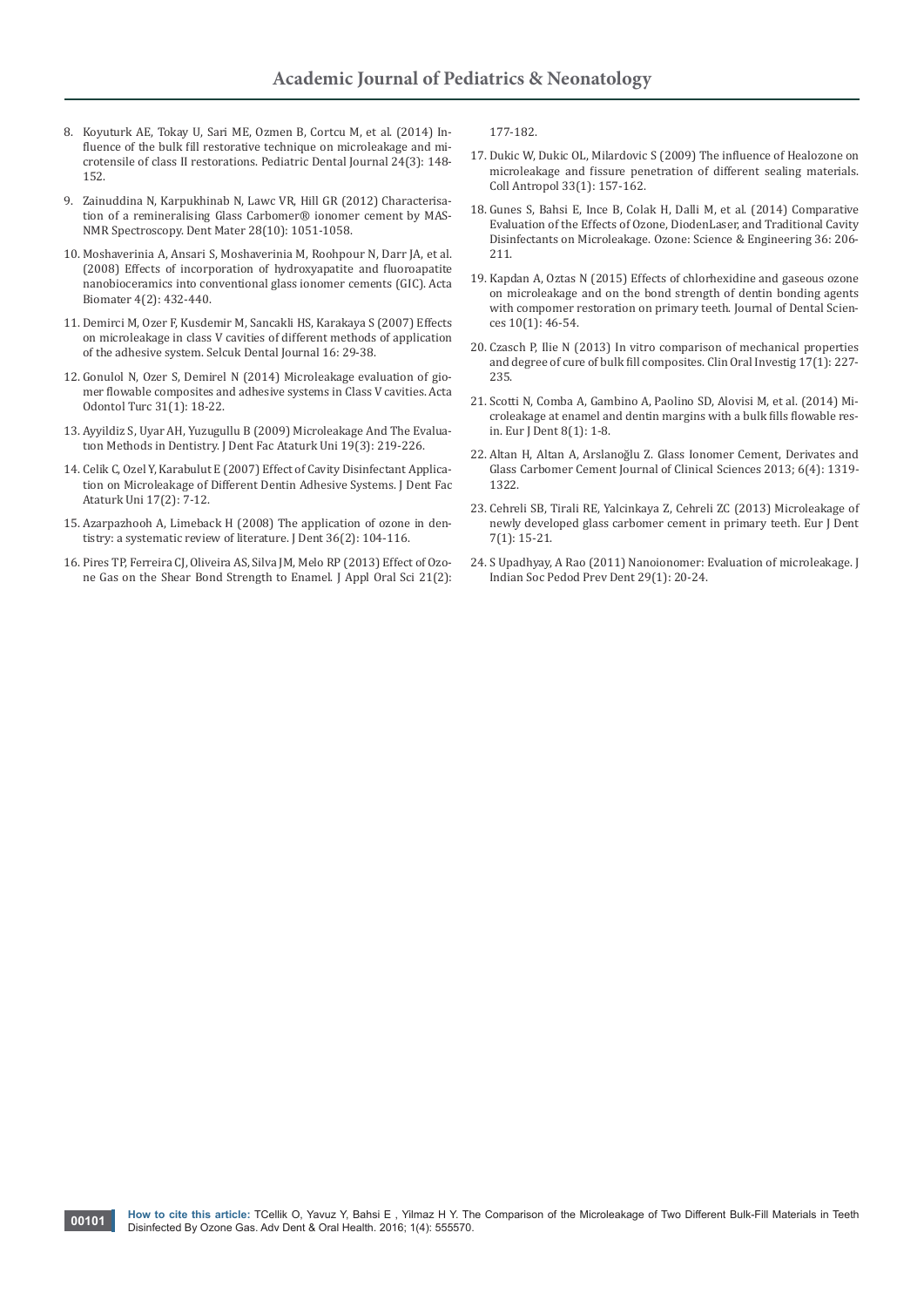8. Koyuturk AE, Tokay U, Sari ME, Ozmen B, Cortcu M, et al. (2014) Influence of the bulk fill restorative technique on microleakage and microtensile of class II restorations. Pediatric Dental Journal 24(3): 148-152.

9. Zainuddina N, Karpukhinab N, Lawc VR, Hill GR (2012) Characterisation of a remineralising Glass Carbomer® ionomer cement by MAS-NMR Spectroscopy. Dent Mater 28(10): 1051-1058.

10. Moshaverinia A, Ansari S, Moshaverinia M, Roohpour N, Darr JA, et al. (2008) Effects of incorporation of hydroxyapatite and fluoroapatite nanobioceramics into conventional glass ionomer cements (GIC). Acta Biomater 4(2): 432-440.

11. Demirci M, Ozer F, Kusdemir M, Sancakli HS, Karakaya S (2007) Effects on microleakage in class V cavities of different methods of application of the adhesive system. Selcuk Dental Journal 16: 29-38.

12. Gonulol N, Ozer S, Demirel N (2014) Microleakage evaluation of giomer flowable composites and adhesive systems in Class V cavities. Acta Odontol Turc 31(1): 18-22.

13. Ayyildiz S, Uyar AH, Yuzugullu B (2009) Microleakage And The Evaluation Methods in Dentistry. J Dent Fac Ataturk Uni 19(3): 219-226.

14. Celik C, Ozel Y, Karabulut E (2007) Effect of Cavity Disinfectant Application on Microleakage of Different Dentin Adhesive Systems. J Dent Fac Ataturk Uni 17(2): 7-12.

15. Azarpazhooh A, Limeback H (2008) The application of ozone in dentistry: a systematic review of literature. J Dent 36(2): 104-116.

16. Pires TP, Ferreira CJ, Oliveira AS, Silva JM, Melo RP (2013) Effect of Ozone Gas on the Shear Bond Strength to Enamel. J Appl Oral Sci 21(2): 177-182.

17. Dukic W, Dukic OL, Milardovic S (2009) The influence of Healozone on microleakage and fissure penetration of different sealing materials. Coll Antropol 33(1): 157-162.

18. Gunes S, Bahsi E, Ince B, Colak H, Dalli M, et al. (2014) Comparative Evaluation of the Effects of Ozone, DiodenLaser, and Traditional Cavity Disinfectants on Microleakage. Ozone: Science & Engineering 36: 206-211.

19. Kapdan A, Oztas N (2015) Effects of chlorhexidine and gaseous ozone on microleakage and on the bond strength of dentin bonding agents with compomer restoration on primary teeth. Journal of Dental Sciences 10(1): 46-54.

20. Czasch P, Ilie N (2013) In vitro comparison of mechanical properties and degree of cure of bulk fill composites. Clin Oral Investig 17(1): 227-235.

21. Scotti N, Comba A, Gambino A, Paolino SD, Alovisi M, et al. (2014) Microleakage at enamel and dentin margins with a bulk fills flowable resin. Eur J Dent 8(1): 1-8.

22. Altan H, Altan A, Arslanoğlu Z. Glass Ionomer Cement, Derivates and Glass Carbomer Cement Journal of Clinical Sciences 2013; 6(4): 1319-1322.

23. Cehreli SB, Tirali RE, Yalcinkaya Z, Cehreli ZC (2013) Microleakage of newly developed glass carbomer cement in primary teeth. Eur J Dent 7(1): 15-21.

24. S Upadhyay, A Rao (2011) Nanoionomer: Evaluation of microleakage. J Indian Soc Pedod Prev Dent 29(1): 20-24.